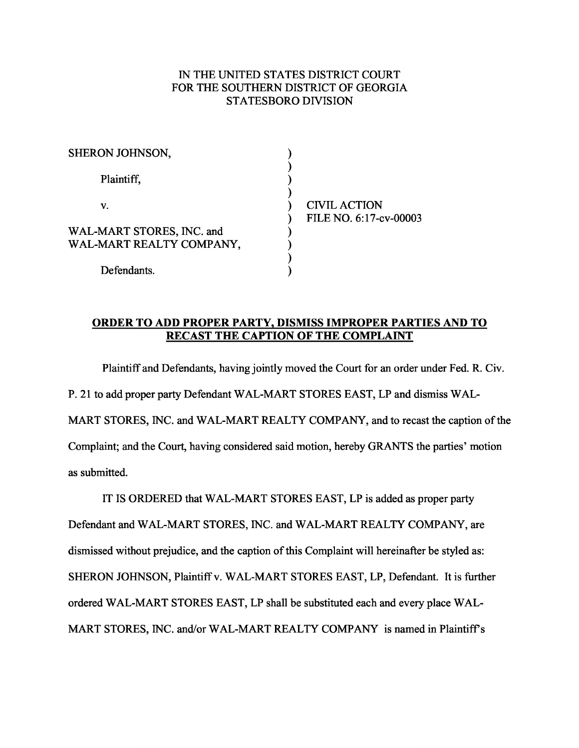IN THE UNITED STATES DISTRICT COURT
FOR THE SOUTHERN DISTRICT OF GEORGIA
STATESBORO DIVISION

SHERON JOHNSON,

Plaintiff,

v.

WAL-MART STORES, INC. and
WAL-MART REALTY COMPANY,

Defendants.

CIVIL ACTION
FILE NO. 6:17-cv-00003

**ORDER TO ADD PROPER PARTY, DISMISS IMPROPER PARTIES AND TO RECAST THE CAPTION OF THE COMPLAINT**

Plaintiff and Defendants, having jointly moved the Court for an order under Fed. R. Civ. P. 21 to add proper party Defendant WAL-MART STORES EAST, LP and dismiss WAL-MART STORES, INC. and WAL-MART REALTY COMPANY, and to recast the caption of the Complaint; and the Court, having considered said motion, hereby GRANTS the parties' motion as submitted.

IT IS ORDERED that WAL-MART STORES EAST, LP is added as proper party Defendant and WAL-MART STORES, INC. and WAL-MART REALTY COMPANY, are dismissed without prejudice, and the caption of this Complaint will hereinafter be styled as: SHERON JOHNSON, Plaintiff v. WAL-MART STORES EAST, LP, Defendant. It is further ordered WAL-MART STORES EAST, LP shall be substituted each and every place WAL-MART STORES, INC. and/or WAL-MART REALTY COMPANY is named in Plaintiff's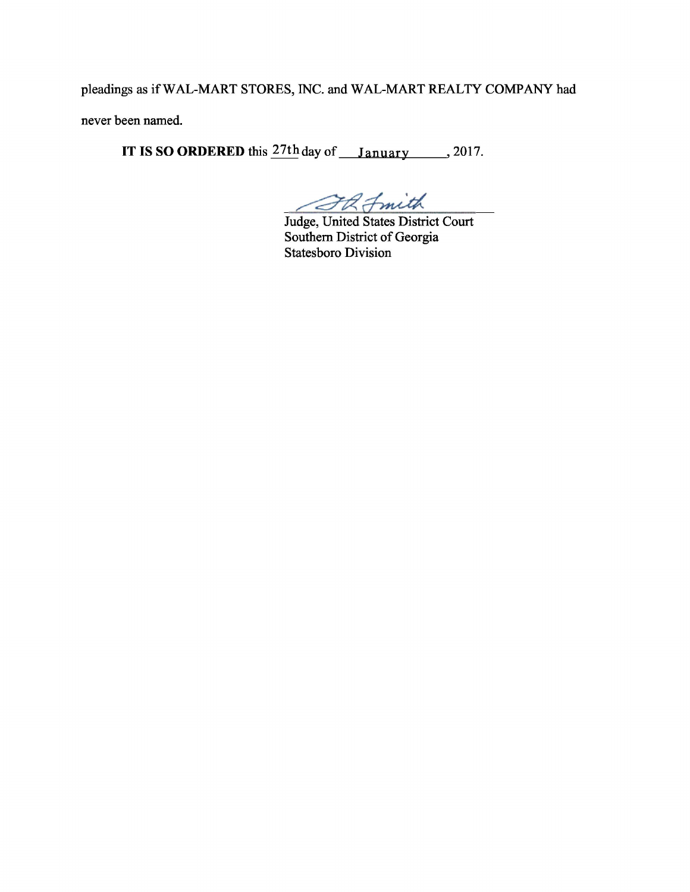pleadings as if WAL-MART STORES, INC. and WAL-MART REALTY COMPANY had never been named.

**IT IS SO ORDERED** this 27th day of January, 2017.

Judge, United States District Court
Southern District of Georgia
Statesboro Division